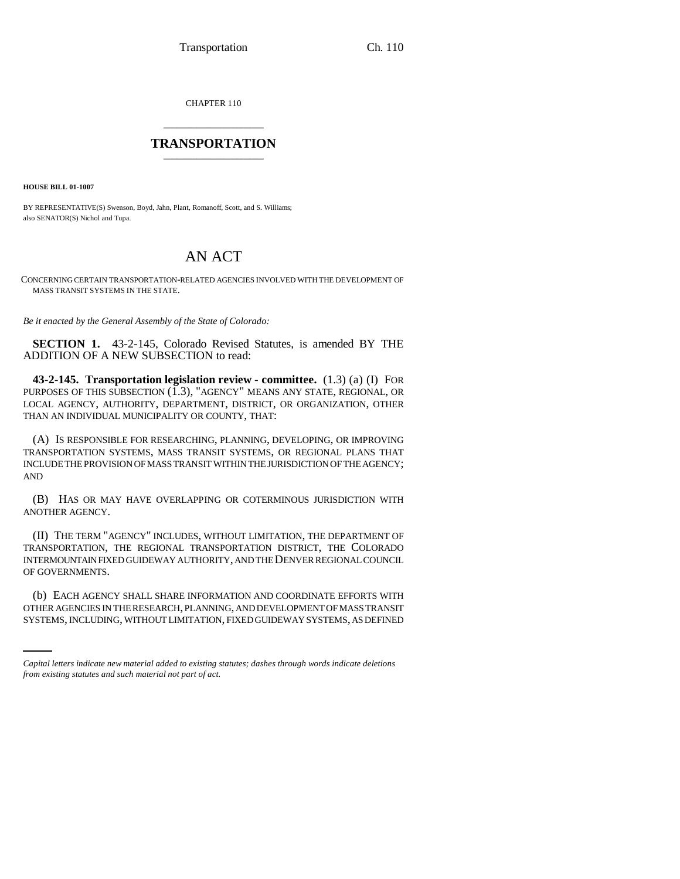CHAPTER 110

# TRANSPORTATION

**HOUSE BILL 01-1007**

BY REPRESENTATIVE(S) Swenson, Boyd, Jahn, Plant, Romanoff, Scott, and S. Williams;
also SENATOR(S) Nichol and Tupa.

# AN ACT

CONCERNING CERTAIN TRANSPORTATION-RELATED AGENCIES INVOLVED WITH THE DEVELOPMENT OF MASS TRANSIT SYSTEMS IN THE STATE.

*Be it enacted by the General Assembly of the State of Colorado:*

**SECTION 1.** 43-2-145, Colorado Revised Statutes, is amended BY THE ADDITION OF A NEW SUBSECTION to read:

**43-2-145. Transportation legislation review - committee.** (1.3) (a) (I) FOR PURPOSES OF THIS SUBSECTION (1.3), "AGENCY" MEANS ANY STATE, REGIONAL, OR LOCAL AGENCY, AUTHORITY, DEPARTMENT, DISTRICT, OR ORGANIZATION, OTHER THAN AN INDIVIDUAL MUNICIPALITY OR COUNTY, THAT:

(A) IS RESPONSIBLE FOR RESEARCHING, PLANNING, DEVELOPING, OR IMPROVING TRANSPORTATION SYSTEMS, MASS TRANSIT SYSTEMS, OR REGIONAL PLANS THAT INCLUDE THE PROVISION OF MASS TRANSIT WITHIN THE JURISDICTION OF THE AGENCY; AND

(B) HAS OR MAY HAVE OVERLAPPING OR COTERMINOUS JURISDICTION WITH ANOTHER AGENCY.

(II) THE TERM "AGENCY" INCLUDES, WITHOUT LIMITATION, THE DEPARTMENT OF TRANSPORTATION, THE REGIONAL TRANSPORTATION DISTRICT, THE COLORADO INTERMOUNTAIN FIXED GUIDEWAY AUTHORITY, AND THE DENVER REGIONAL COUNCIL OF GOVERNMENTS.

(b) EACH AGENCY SHALL SHARE INFORMATION AND COORDINATE EFFORTS WITH OTHER AGENCIES IN THE RESEARCH, PLANNING, AND DEVELOPMENT OF MASS TRANSIT SYSTEMS, INCLUDING, WITHOUT LIMITATION, FIXED GUIDEWAY SYSTEMS, AS DEFINED

*Capital letters indicate new material added to existing statutes; dashes through words indicate deletions from existing statutes and such material not part of act.*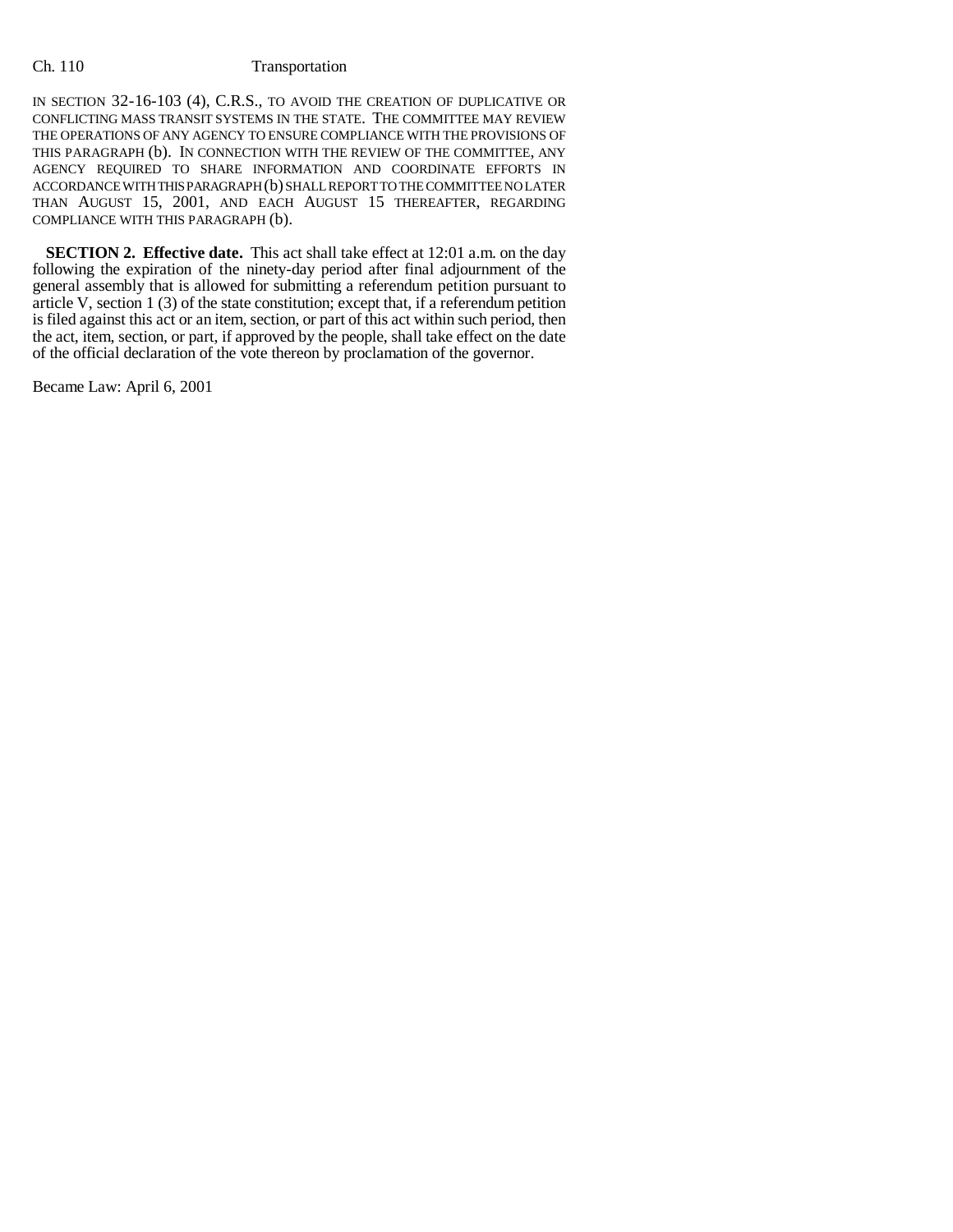IN SECTION 32-16-103 (4), C.R.S., TO AVOID THE CREATION OF DUPLICATIVE OR CONFLICTING MASS TRANSIT SYSTEMS IN THE STATE. THE COMMITTEE MAY REVIEW THE OPERATIONS OF ANY AGENCY TO ENSURE COMPLIANCE WITH THE PROVISIONS OF THIS PARAGRAPH (b). IN CONNECTION WITH THE REVIEW OF THE COMMITTEE, ANY AGENCY REQUIRED TO SHARE INFORMATION AND COORDINATE EFFORTS IN ACCORDANCE WITH THIS PARAGRAPH (b) SHALL REPORT TO THE COMMITTEE NO LATER THAN AUGUST 15, 2001, AND EACH AUGUST 15 THEREAFTER, REGARDING COMPLIANCE WITH THIS PARAGRAPH (b).

**SECTION 2. Effective date.** This act shall take effect at 12:01 a.m. on the day following the expiration of the ninety-day period after final adjournment of the general assembly that is allowed for submitting a referendum petition pursuant to article V, section 1 (3) of the state constitution; except that, if a referendum petition is filed against this act or an item, section, or part of this act within such period, then the act, item, section, or part, if approved by the people, shall take effect on the date of the official declaration of the vote thereon by proclamation of the governor.

Became Law: April 6, 2001